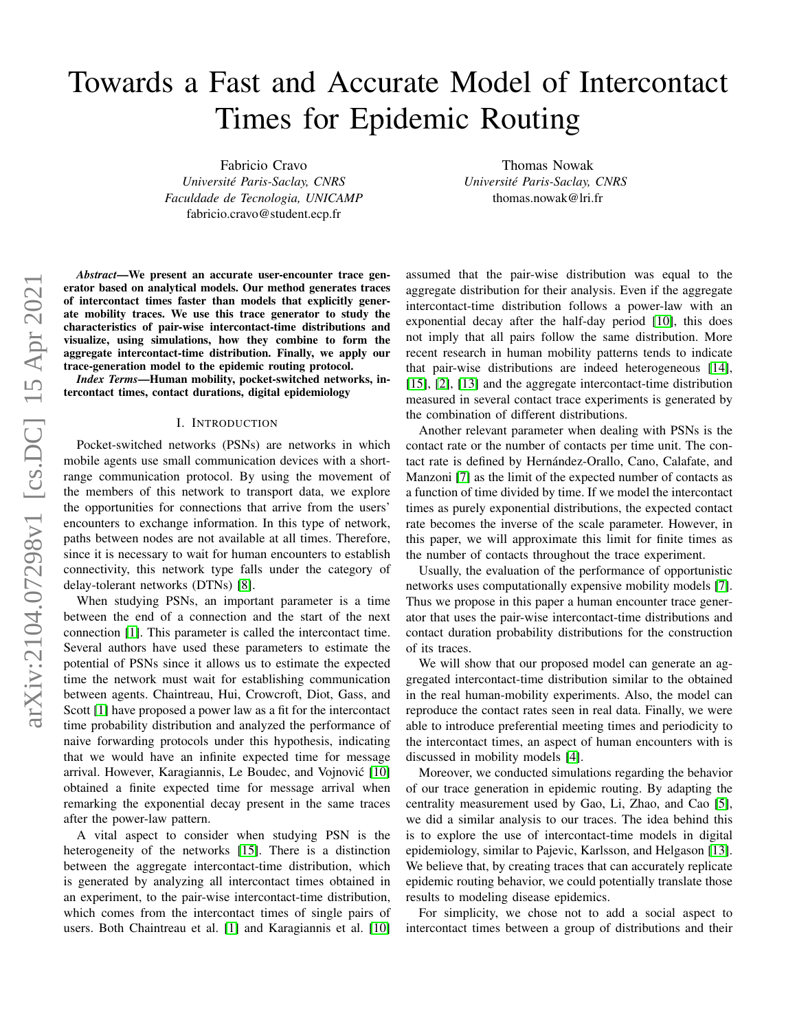# Towards a Fast and Accurate Model of Intercontact Times for Epidemic Routing

Fabricio Cravo
*Université Paris-Saclay, CNRS*
*Faculdade de Tecnologia, UNICAMP*
fabricio.cravo@student.ecp.fr

Thomas Nowak
*Université Paris-Saclay, CNRS*
thomas.nowak@lri.fr

***Abstract*—We present an accurate user-encounter trace generator based on analytical models. Our method generates traces of intercontact times faster than models that explicitly generate mobility traces. We use this trace generator to study the characteristics of pair-wise intercontact-time distributions and visualize, using simulations, how they combine to form the aggregate intercontact-time distribution. Finally, we apply our trace-generation model to the epidemic routing protocol.**

***Index Terms*—Human mobility, pocket-switched networks, intercontact times, contact durations, digital epidemiology**

## I. Introduction

Pocket-switched networks (PSNs) are networks in which mobile agents use small communication devices with a short-range communication protocol. By using the movement of the members of this network to transport data, we explore the opportunities for connections that arrive from the users' encounters to exchange information. In this type of network, paths between nodes are not available at all times. Therefore, since it is necessary to wait for human encounters to establish connectivity, this network type falls under the category of delay-tolerant networks (DTNs) [8].

When studying PSNs, an important parameter is a time between the end of a connection and the start of the next connection [1]. This parameter is called the intercontact time. Several authors have used these parameters to estimate the potential of PSNs since it allows us to estimate the expected time the network must wait for establishing communication between agents. Chaintreau, Hui, Crowcroft, Diot, Gass, and Scott [1] have proposed a power law as a fit for the intercontact time probability distribution and analyzed the performance of naive forwarding protocols under this hypothesis, indicating that we would have an infinite expected time for message arrival. However, Karagiannis, Le Boudec, and Vojnović [10] obtained a finite expected time for message arrival when remarking the exponential decay present in the same traces after the power-law pattern.

A vital aspect to consider when studying PSN is the heterogeneity of the networks [15]. There is a distinction between the aggregate intercontact-time distribution, which is generated by analyzing all intercontact times obtained in an experiment, to the pair-wise intercontact-time distribution, which comes from the intercontact times of single pairs of users. Both Chaintreau et al. [1] and Karagiannis et al. [10] assumed that the pair-wise distribution was equal to the aggregate distribution for their analysis. Even if the aggregate intercontact-time distribution follows a power-law with an exponential decay after the half-day period [10], this does not imply that all pairs follow the same distribution. More recent research in human mobility patterns tends to indicate that pair-wise distributions are indeed heterogeneous [14], [15], [2], [13] and the aggregate intercontact-time distribution measured in several contact trace experiments is generated by the combination of different distributions.

Another relevant parameter when dealing with PSNs is the contact rate or the number of contacts per time unit. The contact rate is defined by Hernández-Orallo, Cano, Calafate, and Manzoni [7] as the limit of the expected number of contacts as a function of time divided by time. If we model the intercontact times as purely exponential distributions, the expected contact rate becomes the inverse of the scale parameter. However, in this paper, we will approximate this limit for finite times as the number of contacts throughout the trace experiment.

Usually, the evaluation of the performance of opportunistic networks uses computationally expensive mobility models [7]. Thus we propose in this paper a human encounter trace generator that uses the pair-wise intercontact-time distributions and contact duration probability distributions for the construction of its traces.

We will show that our proposed model can generate an aggregated intercontact-time distribution similar to the obtained in the real human-mobility experiments. Also, the model can reproduce the contact rates seen in real data. Finally, we were able to introduce preferential meeting times and periodicity to the intercontact times, an aspect of human encounters with is discussed in mobility models [4].

Moreover, we conducted simulations regarding the behavior of our trace generation in epidemic routing. By adapting the centrality measurement used by Gao, Li, Zhao, and Cao [5], we did a similar analysis to our traces. The idea behind this is to explore the use of intercontact-time models in digital epidemiology, similar to Pajevic, Karlsson, and Helgason [13]. We believe that, by creating traces that can accurately replicate epidemic routing behavior, we could potentially translate those results to modeling disease epidemics.

For simplicity, we chose not to add a social aspect to intercontact times between a group of distributions and their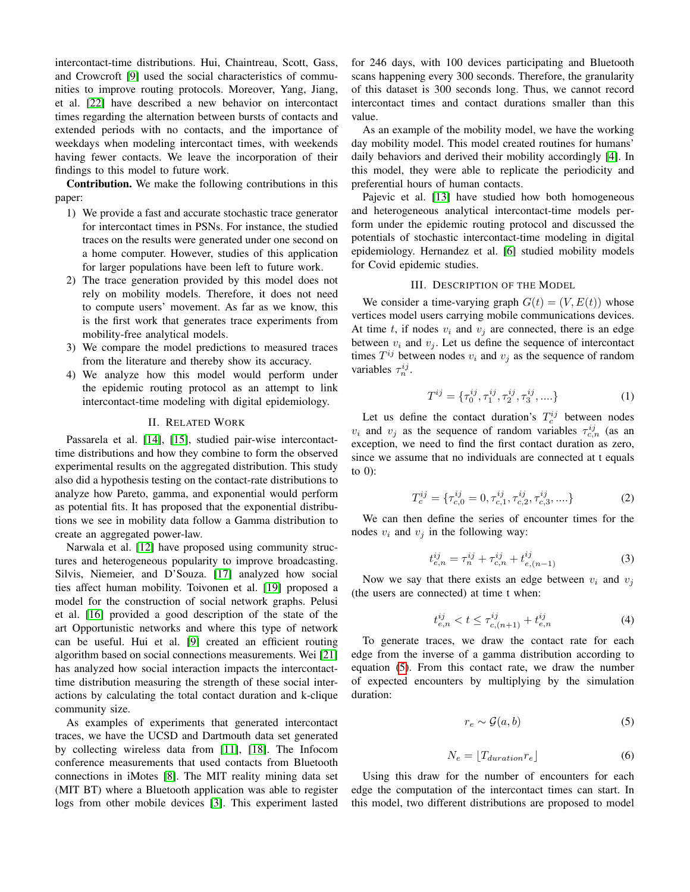intercontact-time distributions. Hui, Chaintreau, Scott, Gass, and Crowcroft [9] used the social characteristics of communities to improve routing protocols. Moreover, Yang, Jiang, et al. [22] have described a new behavior on intercontact times regarding the alternation between bursts of contacts and extended periods with no contacts, and the importance of weekdays when modeling intercontact times, with weekends having fewer contacts. We leave the incorporation of their findings to this model to future work.

**Contribution.** We make the following contributions in this paper:

1) We provide a fast and accurate stochastic trace generator for intercontact times in PSNs. For instance, the studied traces on the results were generated under one second on a home computer. However, studies of this application for larger populations have been left to future work.
2) The trace generation provided by this model does not rely on mobility models. Therefore, it does not need to compute users' movement. As far as we know, this is the first work that generates trace experiments from mobility-free analytical models.
3) We compare the model predictions to measured traces from the literature and thereby show its accuracy.
4) We analyze how this model would perform under the epidemic routing protocol as an attempt to link intercontact-time modeling with digital epidemiology.

## II. Related Work

Passarela et al. [14], [15], studied pair-wise intercontact-time distributions and how they combine to form the observed experimental results on the aggregated distribution. This study also did a hypothesis testing on the contact-rate distributions to analyze how Pareto, gamma, and exponential would perform as potential fits. It has proposed that the exponential distributions we see in mobility data follow a Gamma distribution to create an aggregated power-law.

Narwala et al. [12] have proposed using community structures and heterogeneous popularity to improve broadcasting. Silvis, Niemeier, and D'Souza. [17] analyzed how social ties affect human mobility. Toivonen et al. [19] proposed a model for the construction of social network graphs. Pelusi et al. [16] provided a good description of the state of the art Opportunistic networks and where this type of network can be useful. Hui et al. [9] created an efficient routing algorithm based on social connections measurements. Wei [21] has analyzed how social interaction impacts the intercontact-time distribution measuring the strength of these social interactions by calculating the total contact duration and k-clique community size.

As examples of experiments that generated intercontact traces, we have the UCSD and Dartmouth data set generated by collecting wireless data from [11], [18]. The Infocom conference measurements that used contacts from Bluetooth connections in iMotes [8]. The MIT reality mining data set (MIT BT) where a Bluetooth application was able to register logs from other mobile devices [3]. This experiment lasted for 246 days, with 100 devices participating and Bluetooth scans happening every 300 seconds. Therefore, the granularity of this dataset is 300 seconds long. Thus, we cannot record intercontact times and contact durations smaller than this value.

As an example of the mobility model, we have the working day mobility model. This model created routines for humans' daily behaviors and derived their mobility accordingly [4]. In this model, they were able to replicate the periodicity and preferential hours of human contacts.

Pajevic et al. [13] have studied how both homogeneous and heterogeneous analytical intercontact-time models perform under the epidemic routing protocol and discussed the potentials of stochastic intercontact-time modeling in digital epidemiology. Hernandez et al. [6] studied mobility models for Covid epidemic studies.

## III. Description of the Model

We consider a time-varying graph $G(t) = (V, E(t))$ whose vertices model users carrying mobile communications devices. At time $t$, if nodes $v_i$ and $v_j$ are connected, there is an edge between $v_i$ and $v_j$. Let us define the sequence of intercontact times $T^{ij}$ between nodes $v_i$ and $v_j$ as the sequence of random variables $\tau_n^{ij}$.

$$T^{ij} = \{\tau_0^{ij}, \tau_1^{ij}, \tau_2^{ij}, \tau_3^{ij}, ....\} \tag{1}$$

Let us define the contact duration's $T_c^{ij}$ between nodes $v_i$ and $v_j$ as the sequence of random variables $\tau_{c,n}^{ij}$ (as an exception, we need to find the first contact duration as zero, since we assume that no individuals are connected at t equals to 0):

$$T_c^{ij} = \{\tau_{c,0}^{ij} = 0, \tau_{c,1}^{ij}, \tau_{c,2}^{ij}, \tau_{c,3}^{ij}, ....\} \tag{2}$$

We can then define the series of encounter times for the nodes $v_i$ and $v_j$ in the following way:

$$t_{e,n}^{ij} = \tau_n^{ij} + \tau_{c,n}^{ij} + t_{e,(n-1)}^{ij} \tag{3}$$

Now we say that there exists an edge between $v_i$ and $v_j$ (the users are connected) at time t when:

$$t_{e,n}^{ij} < t \leq \tau_{c,(n+1)}^{ij} + t_{e,n}^{ij} \tag{4}$$

To generate traces, we draw the contact rate for each edge from the inverse of a gamma distribution according to equation (5). From this contact rate, we draw the number of expected encounters by multiplying by the simulation duration:

$$r_e \sim \mathcal{G}(a, b) \tag{5}$$

$$N_e = \lfloor T_{duration} r_e \rfloor \tag{6}$$

Using this draw for the number of encounters for each edge the computation of the intercontact times can start. In this model, two different distributions are proposed to model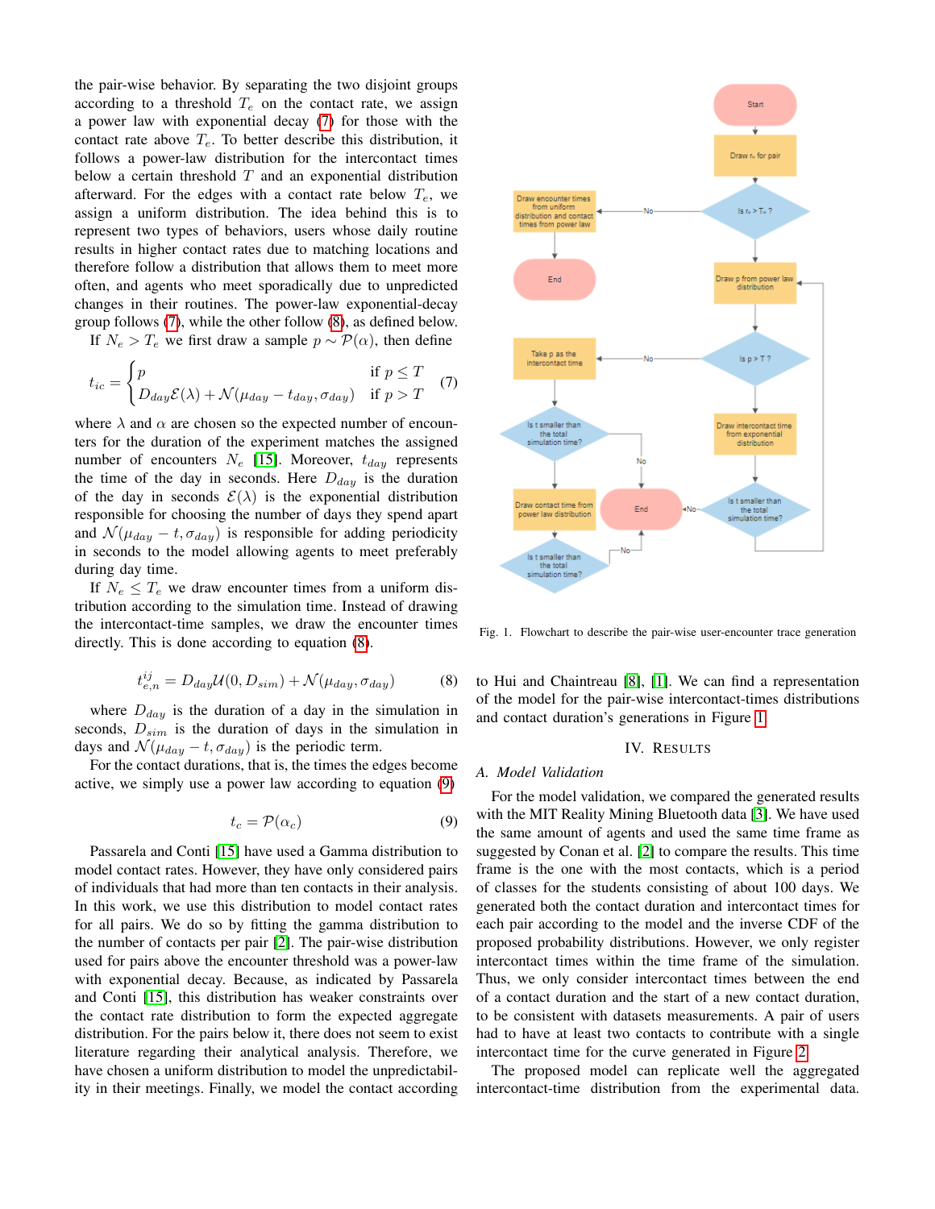the pair-wise behavior. By separating the two disjoint groups according to a threshold $T_e$ on the contact rate, we assign a power law with exponential decay (7) for those with the contact rate above $T_e$. To better describe this distribution, it follows a power-law distribution for the intercontact times below a certain threshold $T$ and an exponential distribution afterward. For the edges with a contact rate below $T_e$, we assign a uniform distribution. The idea behind this is to represent two types of behaviors, users whose daily routine results in higher contact rates due to matching locations and therefore follow a distribution that allows them to meet more often, and agents who meet sporadically due to unpredicted changes in their routines. The power-law exponential-decay group follows (7), while the other follow (8), as defined below.

If $N_e > T_e$ we first draw a sample $p \sim \mathcal{P}(\alpha)$, then define

$$t_{ic} = \begin{cases} p & \text{if } p \leq T \\ D_{day}\mathcal{E}(\lambda) + \mathcal{N}(\mu_{day} - t_{day}, \sigma_{day}) & \text{if } p > T \end{cases} \tag{7}$$

where $\lambda$ and $\alpha$ are chosen so the expected number of encounters for the duration of the experiment matches the assigned number of encounters $N_e$ [15]. Moreover, $t_{day}$ represents the time of the day in seconds. Here $D_{day}$ is the duration of the day in seconds $\mathcal{E}(\lambda)$ is the exponential distribution responsible for choosing the number of days they spend apart and $\mathcal{N}(\mu_{day} - t, \sigma_{day})$ is responsible for adding periodicity in seconds to the model allowing agents to meet preferably during day time.

If $N_e \leq T_e$ we draw encounter times from a uniform distribution according to the simulation time. Instead of drawing the intercontact-time samples, we draw the encounter times directly. This is done according to equation (8).

$$t_{e,n}^{ij} = D_{day}\mathcal{U}(0, D_{sim}) + \mathcal{N}(\mu_{day}, \sigma_{day}) \tag{8}$$

where $D_{day}$ is the duration of a day in the simulation in seconds, $D_{sim}$ is the duration of days in the simulation in days and $\mathcal{N}(\mu_{day} - t, \sigma_{day})$ is the periodic term.

For the contact durations, that is, the times the edges become active, we simply use a power law according to equation (9)

$$t_c = \mathcal{P}(\alpha_c) \tag{9}$$

Passarela and Conti [15] have used a Gamma distribution to model contact rates. However, they have only considered pairs of individuals that had more than ten contacts in their analysis. In this work, we use this distribution to model contact rates for all pairs. We do so by fitting the gamma distribution to the number of contacts per pair [2]. The pair-wise distribution used for pairs above the encounter threshold was a power-law with exponential decay. Because, as indicated by Passarela and Conti [15], this distribution has weaker constraints over the contact rate distribution to form the expected aggregate distribution. For the pairs below it, there does not seem to exist literature regarding their analytical analysis. Therefore, we have chosen a uniform distribution to model the unpredictability in their meetings. Finally, we model the contact according to Hui and Chaintreau [8], [1]. We can find a representation of the model for the pair-wise intercontact-times distributions and contact duration's generations in Figure 1.

Fig. 1. Flowchart to describe the pair-wise user-encounter trace generation

## IV. Results

### A. Model Validation

For the model validation, we compared the generated results with the MIT Reality Mining Bluetooth data [3]. We have used the same amount of agents and used the same time frame as suggested by Conan et al. [2] to compare the results. This time frame is the one with the most contacts, which is a period of classes for the students consisting of about 100 days. We generated both the contact duration and intercontact times for each pair according to the model and the inverse CDF of the proposed probability distributions. However, we only register intercontact times within the time frame of the simulation. Thus, we only consider intercontact times between the end of a contact duration and the start of a new contact duration, to be consistent with datasets measurements. A pair of users had to have at least two contacts to contribute with a single intercontact time for the curve generated in Figure 2.

The proposed model can replicate well the aggregated intercontact-time distribution from the experimental data.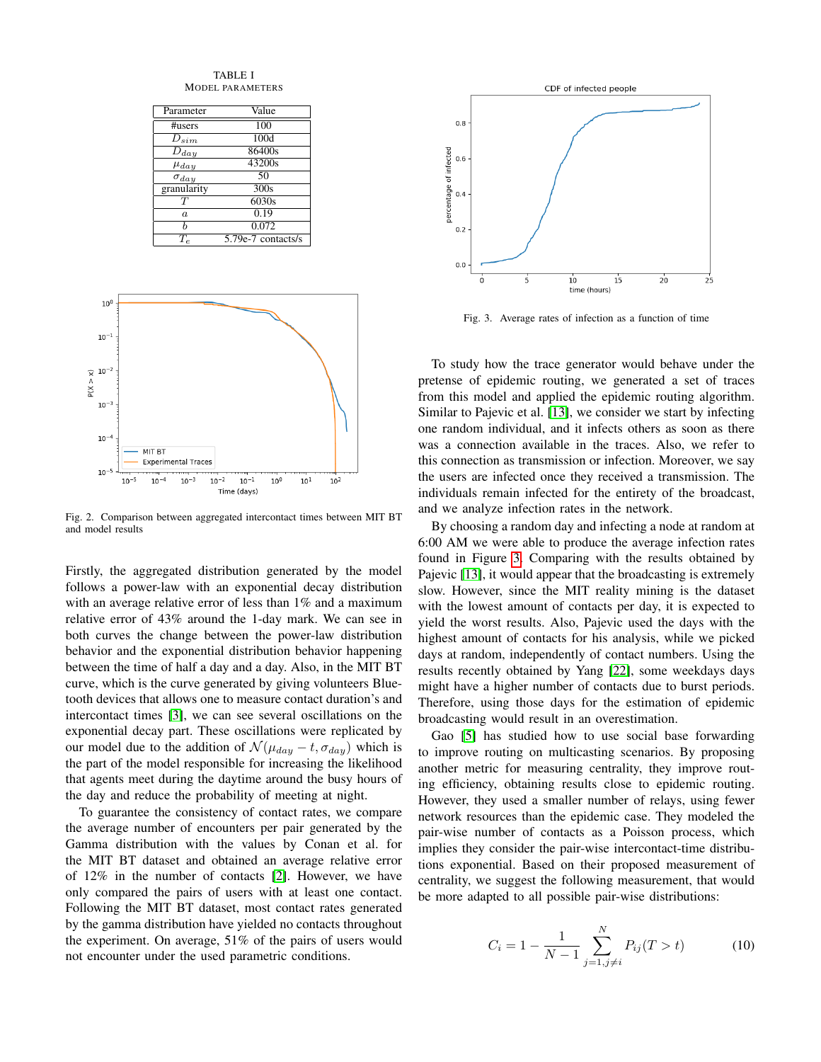TABLE I
MODEL PARAMETERS

| Parameter | Value |
|---|---|
| #users | 100 |
| $D_{sim}$ | 100d |
| $D_{day}$ | 86400s |
| $\mu_{day}$ | 43200s |
| $\sigma_{day}$ | 50 |
| granularity | 300s |
| $T$ | 6030s |
| $a$ | 0.19 |
| $b$ | 0.072 |
| $T_e$ | 5.79e-7 contacts/s |

Fig. 2. Comparison between aggregated intercontact times between MIT BT and model results

Firstly, the aggregated distribution generated by the model follows a power-law with an exponential decay distribution with an average relative error of less than 1% and a maximum relative error of 43% around the 1-day mark. We can see in both curves the change between the power-law distribution behavior and the exponential distribution behavior happening between the time of half a day and a day. Also, in the MIT BT curve, which is the curve generated by giving volunteers Bluetooth devices that allows one to measure contact duration's and intercontact times [3], we can see several oscillations on the exponential decay part. These oscillations were replicated by our model due to the addition of $\mathcal{N}(\mu_{day} - t, \sigma_{day})$ which is the part of the model responsible for increasing the likelihood that agents meet during the daytime around the busy hours of the day and reduce the probability of meeting at night.

To guarantee the consistency of contact rates, we compare the average number of encounters per pair generated by the Gamma distribution with the values by Conan et al. for the MIT BT dataset and obtained an average relative error of 12% in the number of contacts [2]. However, we have only compared the pairs of users with at least one contact. Following the MIT BT dataset, most contact rates generated by the gamma distribution have yielded no contacts throughout the experiment. On average, 51% of the pairs of users would not encounter under the used parametric conditions.

Fig. 3. Average rates of infection as a function of time

To study how the trace generator would behave under the pretense of epidemic routing, we generated a set of traces from this model and applied the epidemic routing algorithm. Similar to Pajevic et al. [13], we consider we start by infecting one random individual, and it infects others as soon as there was a connection available in the traces. Also, we refer to this connection as transmission or infection. Moreover, we say the users are infected once they received a transmission. The individuals remain infected for the entirety of the broadcast, and we analyze infection rates in the network.

By choosing a random day and infecting a node at random at 6:00 AM we were able to produce the average infection rates found in Figure 3. Comparing with the results obtained by Pajevic [13], it would appear that the broadcasting is extremely slow. However, since the MIT reality mining is the dataset with the lowest amount of contacts per day, it is expected to yield the worst results. Also, Pajevic used the days with the highest amount of contacts for his analysis, while we picked days at random, independently of contact numbers. Using the results recently obtained by Yang [22], some weekdays days might have a higher number of contacts due to burst periods. Therefore, using those days for the estimation of epidemic broadcasting would result in an overestimation.

Gao [5] has studied how to use social base forwarding to improve routing on multicasting scenarios. By proposing another metric for measuring centrality, they improve routing efficiency, obtaining results close to epidemic routing. However, they used a smaller number of relays, using fewer network resources than the epidemic case. They modeled the pair-wise number of contacts as a Poisson process, which implies they consider the pair-wise intercontact-time distributions exponential. Based on their proposed measurement of centrality, we suggest the following measurement, that would be more adapted to all possible pair-wise distributions:

$$C_i = 1 - \frac{1}{N-1} \sum_{j=1, j \neq i}^{N} P_{ij}(T > t) \tag{10}$$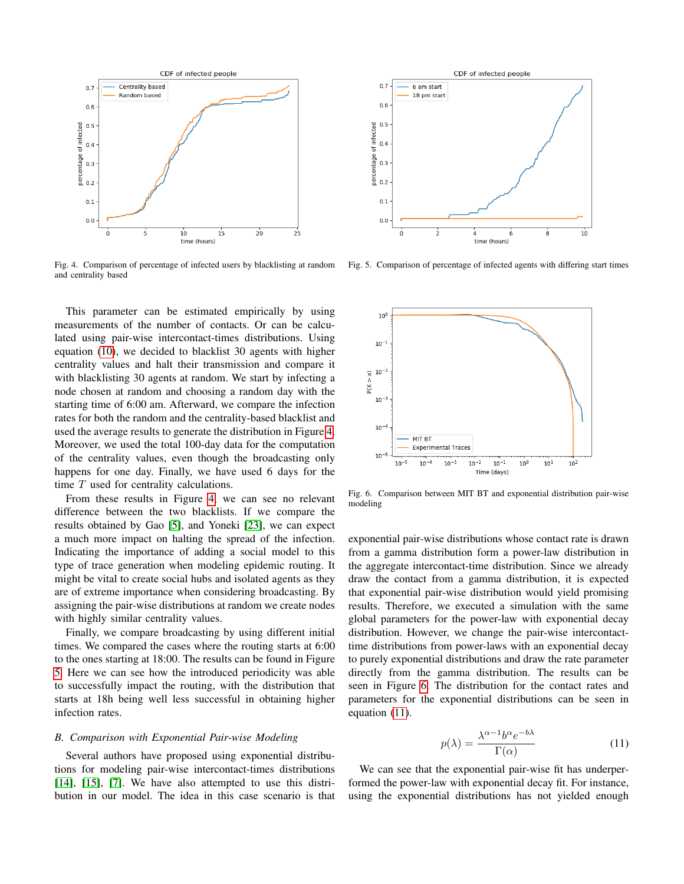Fig. 4. Comparison of percentage of infected users by blacklisting at random and centrality based

Fig. 5. Comparison of percentage of infected agents with differing start times

This parameter can be estimated empirically by using measurements of the number of contacts. Or can be calculated using pair-wise intercontact-times distributions. Using equation (10), we decided to blacklist 30 agents with higher centrality values and halt their transmission and compare it with blacklisting 30 agents at random. We start by infecting a node chosen at random and choosing a random day with the starting time of 6:00 am. Afterward, we compare the infection rates for both the random and the centrality-based blacklist and used the average results to generate the distribution in Figure 4. Moreover, we used the total 100-day data for the computation of the centrality values, even though the broadcasting only happens for one day. Finally, we have used 6 days for the time $T$ used for centrality calculations.

From these results in Figure 4, we can see no relevant difference between the two blacklists. If we compare the results obtained by Gao [5], and Yoneki [23], we can expect a much more impact on halting the spread of the infection. Indicating the importance of adding a social model to this type of trace generation when modeling epidemic routing. It might be vital to create social hubs and isolated agents as they are of extreme importance when considering broadcasting. By assigning the pair-wise distributions at random we create nodes with highly similar centrality values.

Finally, we compare broadcasting by using different initial times. We compared the cases where the routing starts at 6:00 to the ones starting at 18:00. The results can be found in Figure 5. Here we can see how the introduced periodicity was able to successfully impact the routing, with the distribution that starts at 18h being well less successful in obtaining higher infection rates.

### *B. Comparison with Exponential Pair-wise Modeling*

Several authors have proposed using exponential distributions for modeling pair-wise intercontact-times distributions [14], [15], [7]. We have also attempted to use this distribution in our model. The idea in this case scenario is that exponential pair-wise distributions whose contact rate is drawn from a gamma distribution form a power-law distribution in the aggregate intercontact-time distribution. Since we already draw the contact from a gamma distribution, it is expected that exponential pair-wise distribution would yield promising results. Therefore, we executed a simulation with the same global parameters for the power-law with exponential decay distribution. However, we change the pair-wise intercontact-time distributions from power-laws with an exponential decay to purely exponential distributions and draw the rate parameter directly from the gamma distribution. The results can be seen in Figure 6. The distribution for the contact rates and parameters for the exponential distributions can be seen in equation (11).

Fig. 6. Comparison between MIT BT and exponential distribution pair-wise modeling

$$p(\lambda) = \frac{\lambda^{\alpha-1} b^{\alpha} e^{-b\lambda}}{\Gamma(\alpha)} \tag{11}$$

We can see that the exponential pair-wise fit has underperformed the power-law with exponential decay fit. For instance, using the exponential distributions has not yielded enough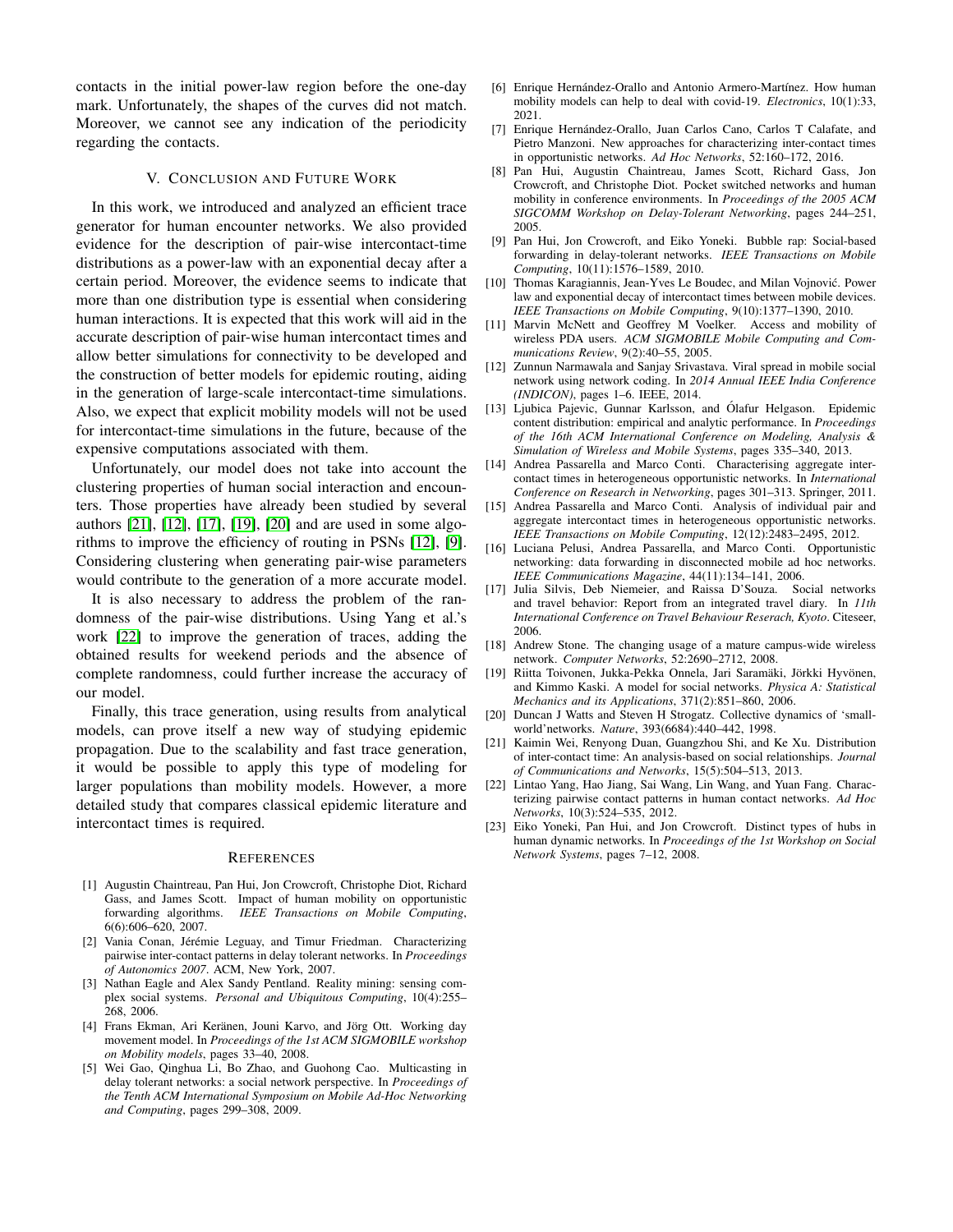contacts in the initial power-law region before the one-day mark. Unfortunately, the shapes of the curves did not match. Moreover, we cannot see any indication of the periodicity regarding the contacts.

## V. Conclusion and Future Work

In this work, we introduced and analyzed an efficient trace generator for human encounter networks. We also provided evidence for the description of pair-wise intercontact-time distributions as a power-law with an exponential decay after a certain period. Moreover, the evidence seems to indicate that more than one distribution type is essential when considering human interactions. It is expected that this work will aid in the accurate description of pair-wise human intercontact times and allow better simulations for connectivity to be developed and the construction of better models for epidemic routing, aiding in the generation of large-scale intercontact-time simulations. Also, we expect that explicit mobility models will not be used for intercontact-time simulations in the future, because of the expensive computations associated with them.

Unfortunately, our model does not take into account the clustering properties of human social interaction and encounters. Those properties have already been studied by several authors [21], [12], [17], [19], [20] and are used in some algorithms to improve the efficiency of routing in PSNs [12], [9]. Considering clustering when generating pair-wise parameters would contribute to the generation of a more accurate model.

It is also necessary to address the problem of the randomness of the pair-wise distributions. Using Yang et al.'s work [22] to improve the generation of traces, adding the obtained results for weekend periods and the absence of complete randomness, could further increase the accuracy of our model.

Finally, this trace generation, using results from analytical models, can prove itself a new way of studying epidemic propagation. Due to the scalability and fast trace generation, it would be possible to apply this type of modeling for larger populations than mobility models. However, a more detailed study that compares classical epidemic literature and intercontact times is required.

## References

[1] Augustin Chaintreau, Pan Hui, Jon Crowcroft, Christophe Diot, Richard Gass, and James Scott. Impact of human mobility on opportunistic forwarding algorithms. *IEEE Transactions on Mobile Computing*, 6(6):606–620, 2007.

[2] Vania Conan, Jérémie Leguay, and Timur Friedman. Characterizing pairwise inter-contact patterns in delay tolerant networks. In *Proceedings of Autonomics 2007*. ACM, New York, 2007.

[3] Nathan Eagle and Alex Sandy Pentland. Reality mining: sensing complex social systems. *Personal and Ubiquitous Computing*, 10(4):255–268, 2006.

[4] Frans Ekman, Ari Keränen, Jouni Karvo, and Jörg Ott. Working day movement model. In *Proceedings of the 1st ACM SIGMOBILE workshop on Mobility models*, pages 33–40, 2008.

[5] Wei Gao, Qinghua Li, Bo Zhao, and Guohong Cao. Multicasting in delay tolerant networks: a social network perspective. In *Proceedings of the Tenth ACM International Symposium on Mobile Ad-Hoc Networking and Computing*, pages 299–308, 2009.

[6] Enrique Hernández-Orallo and Antonio Armero-Martínez. How human mobility models can help to deal with covid-19. *Electronics*, 10(1):33, 2021.

[7] Enrique Hernández-Orallo, Juan Carlos Cano, Carlos T Calafate, and Pietro Manzoni. New approaches for characterizing inter-contact times in opportunistic networks. *Ad Hoc Networks*, 52:160–172, 2016.

[8] Pan Hui, Augustin Chaintreau, James Scott, Richard Gass, Jon Crowcroft, and Christophe Diot. Pocket switched networks and human mobility in conference environments. In *Proceedings of the 2005 ACM SIGCOMM Workshop on Delay-Tolerant Networking*, pages 244–251, 2005.

[9] Pan Hui, Jon Crowcroft, and Eiko Yoneki. Bubble rap: Social-based forwarding in delay-tolerant networks. *IEEE Transactions on Mobile Computing*, 10(11):1576–1589, 2010.

[10] Thomas Karagiannis, Jean-Yves Le Boudec, and Milan Vojnović. Power law and exponential decay of intercontact times between mobile devices. *IEEE Transactions on Mobile Computing*, 9(10):1377–1390, 2010.

[11] Marvin McNett and Geoffrey M Voelker. Access and mobility of wireless PDA users. *ACM SIGMOBILE Mobile Computing and Communications Review*, 9(2):40–55, 2005.

[12] Zunnun Narmawala and Sanjay Srivastava. Viral spread in mobile social network using network coding. In *2014 Annual IEEE India Conference (INDICON)*, pages 1–6. IEEE, 2014.

[13] Ljubica Pajevic, Gunnar Karlsson, and Ólafur Helgason. Epidemic content distribution: empirical and analytic performance. In *Proceedings of the 16th ACM International Conference on Modeling, Analysis & Simulation of Wireless and Mobile Systems*, pages 335–340, 2013.

[14] Andrea Passarella and Marco Conti. Characterising aggregate intercontact times in heterogeneous opportunistic networks. In *International Conference on Research in Networking*, pages 301–313. Springer, 2011.

[15] Andrea Passarella and Marco Conti. Analysis of individual pair and aggregate intercontact times in heterogeneous opportunistic networks. *IEEE Transactions on Mobile Computing*, 12(12):2483–2495, 2012.

[16] Luciana Pelusi, Andrea Passarella, and Marco Conti. Opportunistic networking: data forwarding in disconnected mobile ad hoc networks. *IEEE Communications Magazine*, 44(11):134–141, 2006.

[17] Julia Silvis, Deb Niemeier, and Raissa D'Souza. Social networks and travel behavior: Report from an integrated travel diary. In *11th International Conference on Travel Behaviour Reserach, Kyoto*. Citeseer, 2006.

[18] Andrew Stone. The changing usage of a mature campus-wide wireless network. *Computer Networks*, 52:2690–2712, 2008.

[19] Riitta Toivonen, Jukka-Pekka Onnela, Jari Saramäki, Jörkki Hyvönen, and Kimmo Kaski. A model for social networks. *Physica A: Statistical Mechanics and its Applications*, 371(2):851–860, 2006.

[20] Duncan J Watts and Steven H Strogatz. Collective dynamics of 'small-world'networks. *Nature*, 393(6684):440–442, 1998.

[21] Kaimin Wei, Renyong Duan, Guangzhou Shi, and Ke Xu. Distribution of inter-contact time: An analysis-based on social relationships. *Journal of Communications and Networks*, 15(5):504–513, 2013.

[22] Lintao Yang, Hao Jiang, Sai Wang, Lin Wang, and Yuan Fang. Characterizing pairwise contact patterns in human contact networks. *Ad Hoc Networks*, 10(3):524–535, 2012.

[23] Eiko Yoneki, Pan Hui, and Jon Crowcroft. Distinct types of hubs in human dynamic networks. In *Proceedings of the 1st Workshop on Social Network Systems*, pages 7–12, 2008.